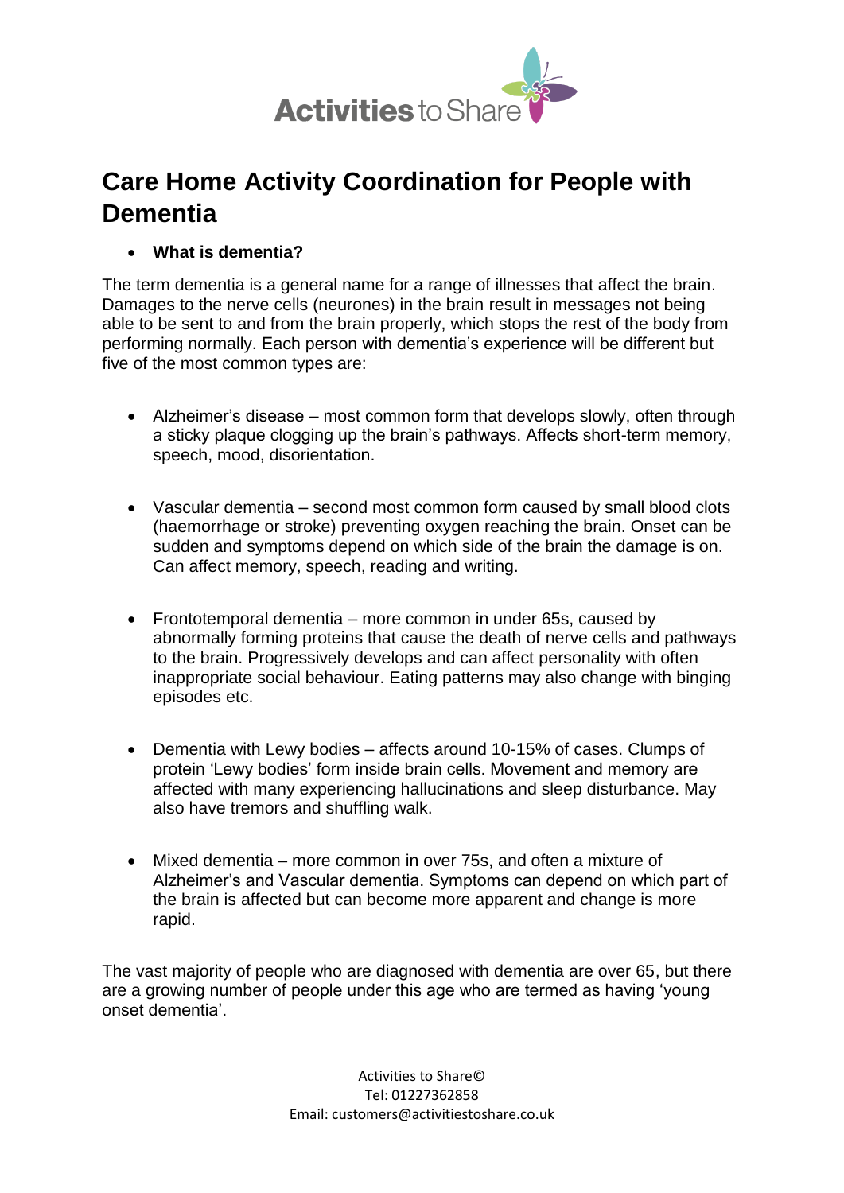# Care Home Activity Coordination for People with Dementia

- **What is dementia?**

The term dementia is a general name for a range of illnesses that affect the brain. Damages to the nerve cells (neurones) in the brain result in messages not being able to be sent to and from the brain properly, which stops the rest of the body from performing normally. Each person with dementia's experience will be different but five of the most common types are:

- Alzheimer's disease – most common form that develops slowly, often through a sticky plaque clogging up the brain's pathways. Affects short-term memory, speech, mood, disorientation.

- Vascular dementia – second most common form caused by small blood clots (haemorrhage or stroke) preventing oxygen reaching the brain. Onset can be sudden and symptoms depend on which side of the brain the damage is on. Can affect memory, speech, reading and writing.

- Frontotemporal dementia – more common in under 65s, caused by abnormally forming proteins that cause the death of nerve cells and pathways to the brain. Progressively develops and can affect personality with often inappropriate social behaviour. Eating patterns may also change with binging episodes etc.

- Dementia with Lewy bodies – affects around 10-15% of cases. Clumps of protein 'Lewy bodies' form inside brain cells. Movement and memory are affected with many experiencing hallucinations and sleep disturbance. May also have tremors and shuffling walk.

- Mixed dementia – more common in over 75s, and often a mixture of Alzheimer's and Vascular dementia. Symptoms can depend on which part of the brain is affected but can become more apparent and change is more rapid.

The vast majority of people who are diagnosed with dementia are over 65, but there are a growing number of people under this age who are termed as having 'young onset dementia'.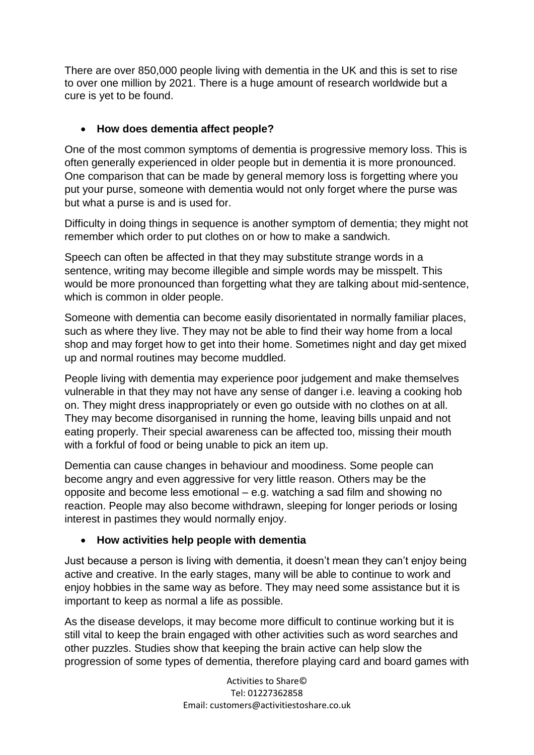There are over 850,000 people living with dementia in the UK and this is set to rise to over one million by 2021. There is a huge amount of research worldwide but a cure is yet to be found.

- **How does dementia affect people?**

One of the most common symptoms of dementia is progressive memory loss. This is often generally experienced in older people but in dementia it is more pronounced. One comparison that can be made by general memory loss is forgetting where you put your purse, someone with dementia would not only forget where the purse was but what a purse is and is used for.

Difficulty in doing things in sequence is another symptom of dementia; they might not remember which order to put clothes on or how to make a sandwich.

Speech can often be affected in that they may substitute strange words in a sentence, writing may become illegible and simple words may be misspelt. This would be more pronounced than forgetting what they are talking about mid-sentence, which is common in older people.

Someone with dementia can become easily disorientated in normally familiar places, such as where they live. They may not be able to find their way home from a local shop and may forget how to get into their home. Sometimes night and day get mixed up and normal routines may become muddled.

People living with dementia may experience poor judgement and make themselves vulnerable in that they may not have any sense of danger i.e. leaving a cooking hob on. They might dress inappropriately or even go outside with no clothes on at all. They may become disorganised in running the home, leaving bills unpaid and not eating properly. Their special awareness can be affected too, missing their mouth with a forkful of food or being unable to pick an item up.

Dementia can cause changes in behaviour and moodiness. Some people can become angry and even aggressive for very little reason. Others may be the opposite and become less emotional – e.g. watching a sad film and showing no reaction. People may also become withdrawn, sleeping for longer periods or losing interest in pastimes they would normally enjoy.

- **How activities help people with dementia**

Just because a person is living with dementia, it doesn't mean they can't enjoy being active and creative. In the early stages, many will be able to continue to work and enjoy hobbies in the same way as before. They may need some assistance but it is important to keep as normal a life as possible.

As the disease develops, it may become more difficult to continue working but it is still vital to keep the brain engaged with other activities such as word searches and other puzzles. Studies show that keeping the brain active can help slow the progression of some types of dementia, therefore playing card and board games with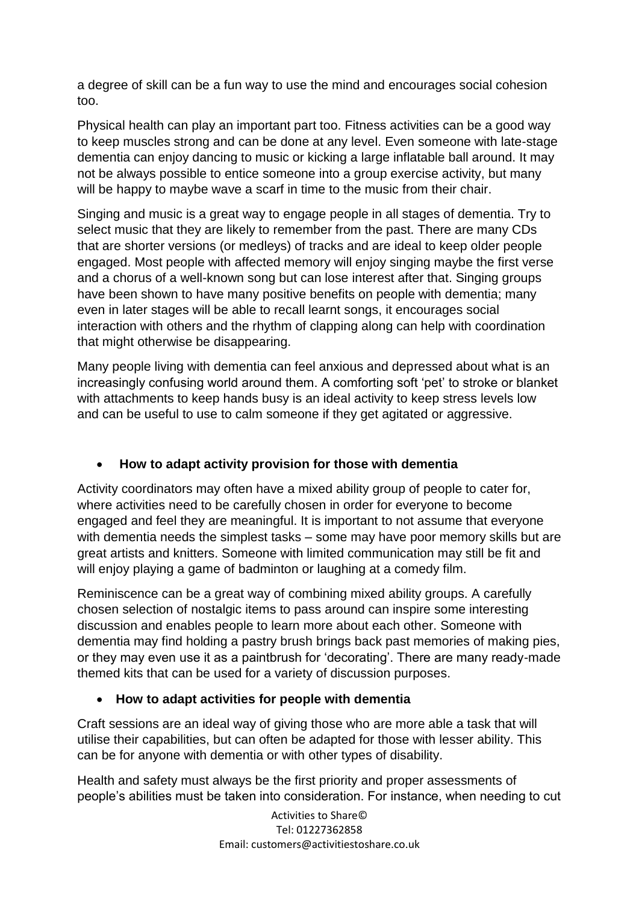a degree of skill can be a fun way to use the mind and encourages social cohesion too.

Physical health can play an important part too. Fitness activities can be a good way to keep muscles strong and can be done at any level. Even someone with late-stage dementia can enjoy dancing to music or kicking a large inflatable ball around. It may not be always possible to entice someone into a group exercise activity, but many will be happy to maybe wave a scarf in time to the music from their chair.

Singing and music is a great way to engage people in all stages of dementia. Try to select music that they are likely to remember from the past. There are many CDs that are shorter versions (or medleys) of tracks and are ideal to keep older people engaged. Most people with affected memory will enjoy singing maybe the first verse and a chorus of a well-known song but can lose interest after that. Singing groups have been shown to have many positive benefits on people with dementia; many even in later stages will be able to recall learnt songs, it encourages social interaction with others and the rhythm of clapping along can help with coordination that might otherwise be disappearing.

Many people living with dementia can feel anxious and depressed about what is an increasingly confusing world around them. A comforting soft 'pet' to stroke or blanket with attachments to keep hands busy is an ideal activity to keep stress levels low and can be useful to use to calm someone if they get agitated or aggressive.

- **How to adapt activity provision for those with dementia**

Activity coordinators may often have a mixed ability group of people to cater for, where activities need to be carefully chosen in order for everyone to become engaged and feel they are meaningful. It is important to not assume that everyone with dementia needs the simplest tasks – some may have poor memory skills but are great artists and knitters. Someone with limited communication may still be fit and will enjoy playing a game of badminton or laughing at a comedy film.

Reminiscence can be a great way of combining mixed ability groups. A carefully chosen selection of nostalgic items to pass around can inspire some interesting discussion and enables people to learn more about each other. Someone with dementia may find holding a pastry brush brings back past memories of making pies, or they may even use it as a paintbrush for 'decorating'. There are many ready-made themed kits that can be used for a variety of discussion purposes.

- **How to adapt activities for people with dementia**

Craft sessions are an ideal way of giving those who are more able a task that will utilise their capabilities, but can often be adapted for those with lesser ability. This can be for anyone with dementia or with other types of disability.

Health and safety must always be the first priority and proper assessments of people's abilities must be taken into consideration. For instance, when needing to cut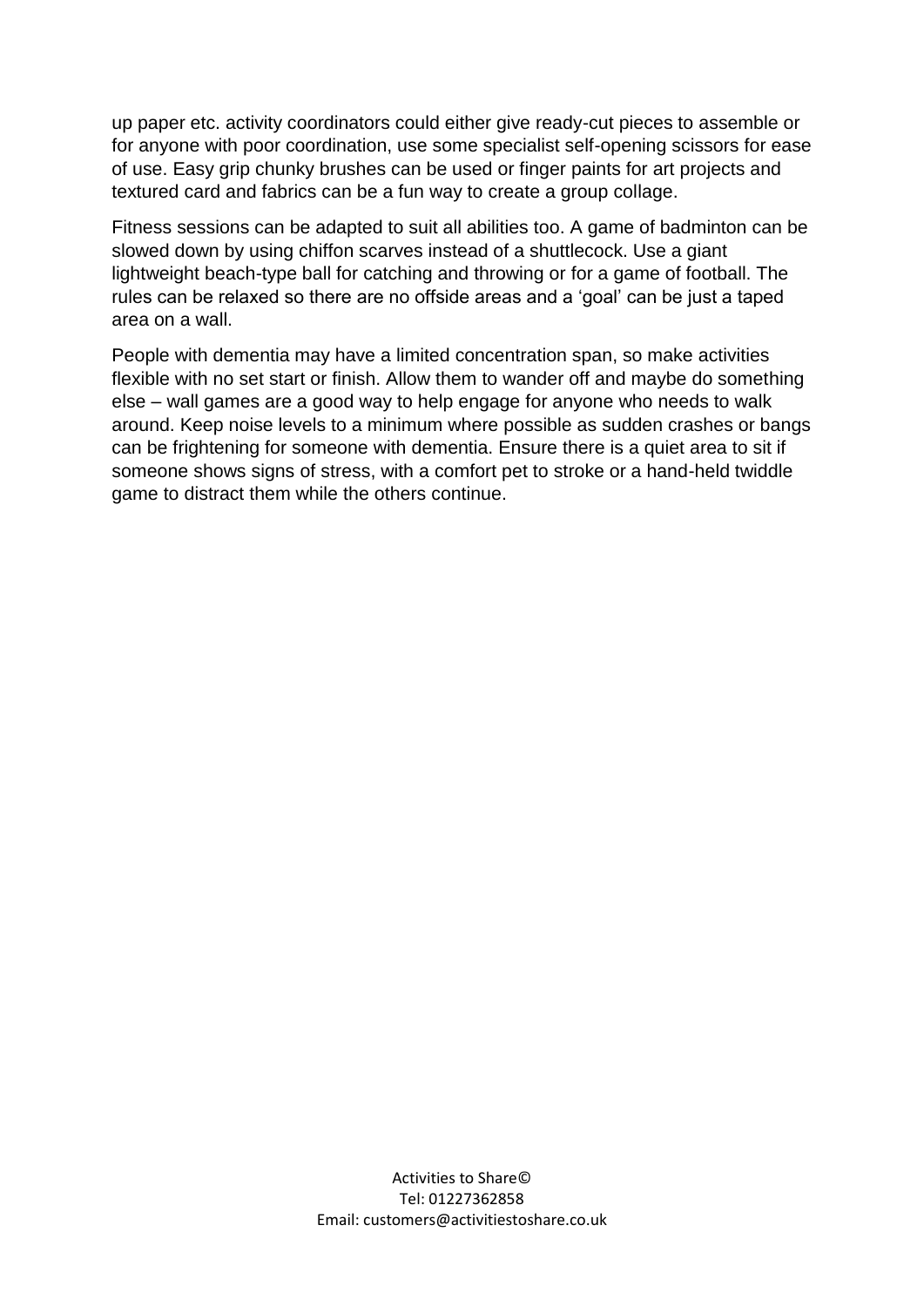up paper etc. activity coordinators could either give ready-cut pieces to assemble or for anyone with poor coordination, use some specialist self-opening scissors for ease of use. Easy grip chunky brushes can be used or finger paints for art projects and textured card and fabrics can be a fun way to create a group collage.

Fitness sessions can be adapted to suit all abilities too. A game of badminton can be slowed down by using chiffon scarves instead of a shuttlecock. Use a giant lightweight beach-type ball for catching and throwing or for a game of football. The rules can be relaxed so there are no offside areas and a 'goal' can be just a taped area on a wall.

People with dementia may have a limited concentration span, so make activities flexible with no set start or finish. Allow them to wander off and maybe do something else – wall games are a good way to help engage for anyone who needs to walk around. Keep noise levels to a minimum where possible as sudden crashes or bangs can be frightening for someone with dementia. Ensure there is a quiet area to sit if someone shows signs of stress, with a comfort pet to stroke or a hand-held twiddle game to distract them while the others continue.